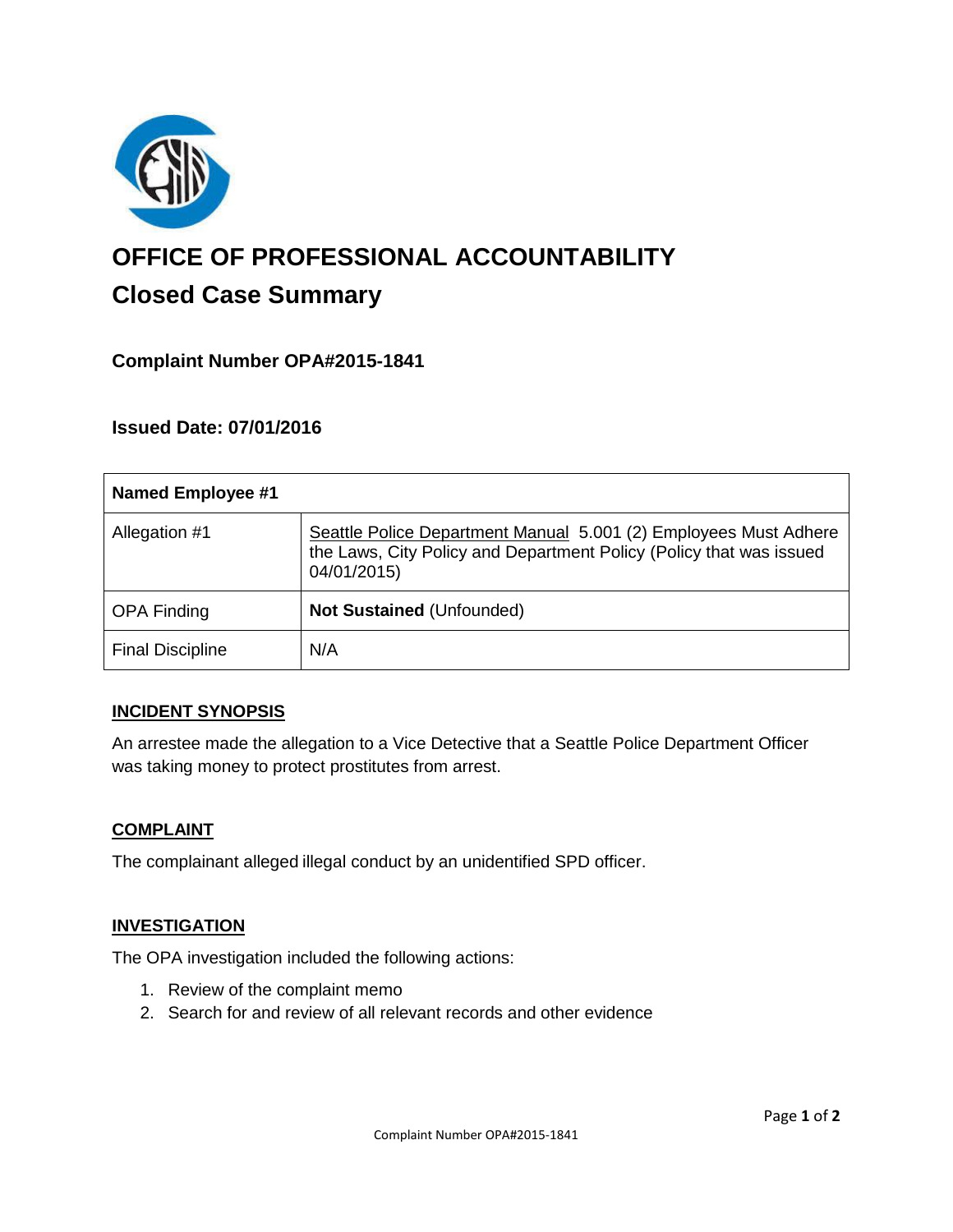# OFFICE OF PROFESSIONAL ACCOUNTABILITY

## Closed Case Summary

### Complaint Number OPA#2015-1841

### Issued Date: 07/01/2016

| Named Employee #1 | |
|---|---|
| Allegation #1 | Seattle Police Department Manual 5.001 (2) Employees Must Adhere the Laws, City Policy and Department Policy (Policy that was issued 04/01/2015) |
| OPA Finding | **Not Sustained** (Unfounded) |
| Final Discipline | N/A |

**INCIDENT SYNOPSIS**

An arrestee made the allegation to a Vice Detective that a Seattle Police Department Officer was taking money to protect prostitutes from arrest.

**COMPLAINT**

The complainant alleged illegal conduct by an unidentified SPD officer.

**INVESTIGATION**

The OPA investigation included the following actions:

1. Review of the complaint memo
2. Search for and review of all relevant records and other evidence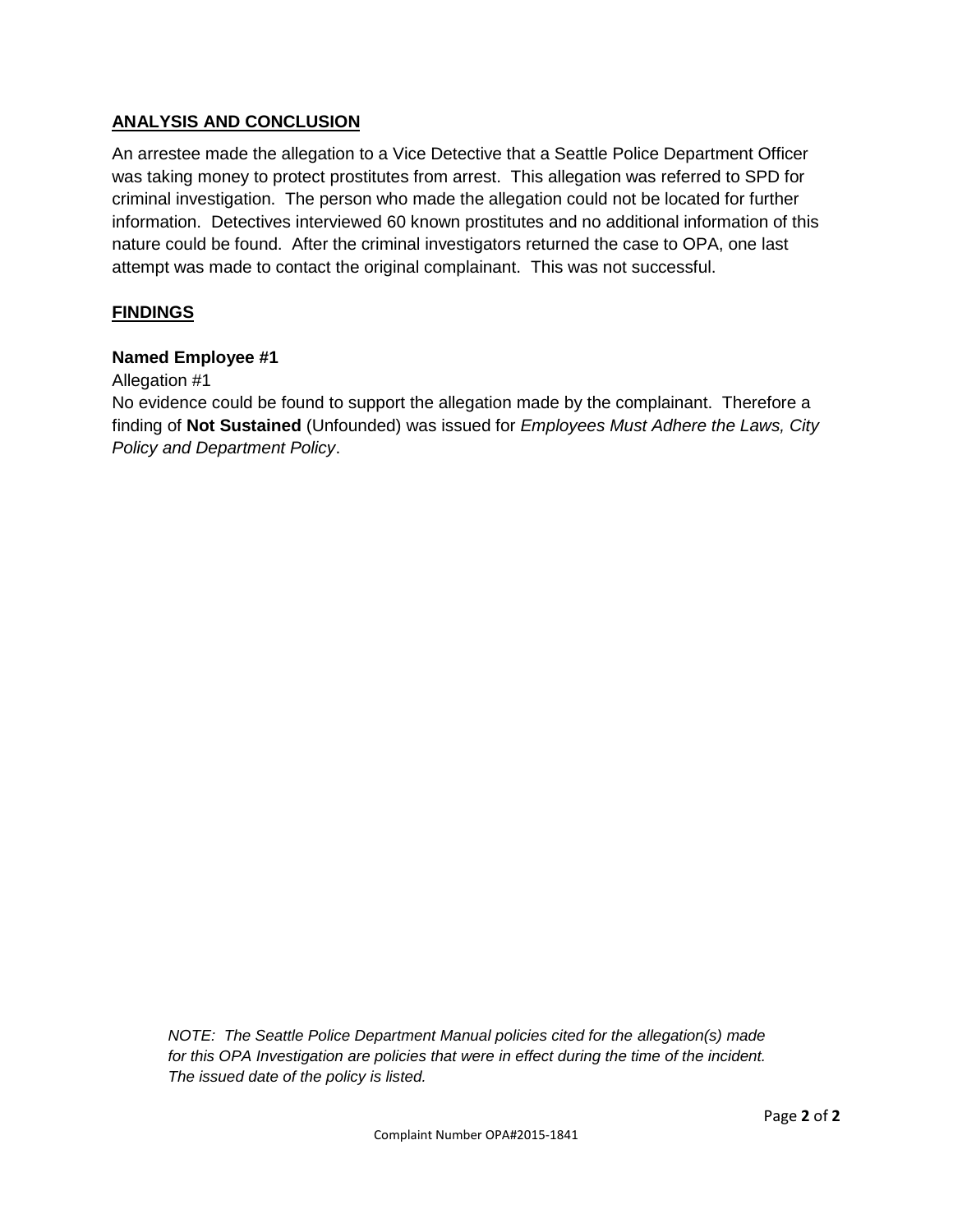## ANALYSIS AND CONCLUSION

An arrestee made the allegation to a Vice Detective that a Seattle Police Department Officer was taking money to protect prostitutes from arrest. This allegation was referred to SPD for criminal investigation. The person who made the allegation could not be located for further information. Detectives interviewed 60 known prostitutes and no additional information of this nature could be found. After the criminal investigators returned the case to OPA, one last attempt was made to contact the original complainant. This was not successful.

## FINDINGS

**Named Employee #1**

Allegation #1

No evidence could be found to support the allegation made by the complainant. Therefore a finding of **Not Sustained** (Unfounded) was issued for *Employees Must Adhere the Laws, City Policy and Department Policy*.

*NOTE: The Seattle Police Department Manual policies cited for the allegation(s) made for this OPA Investigation are policies that were in effect during the time of the incident. The issued date of the policy is listed.*

Complaint Number OPA#2015-1841